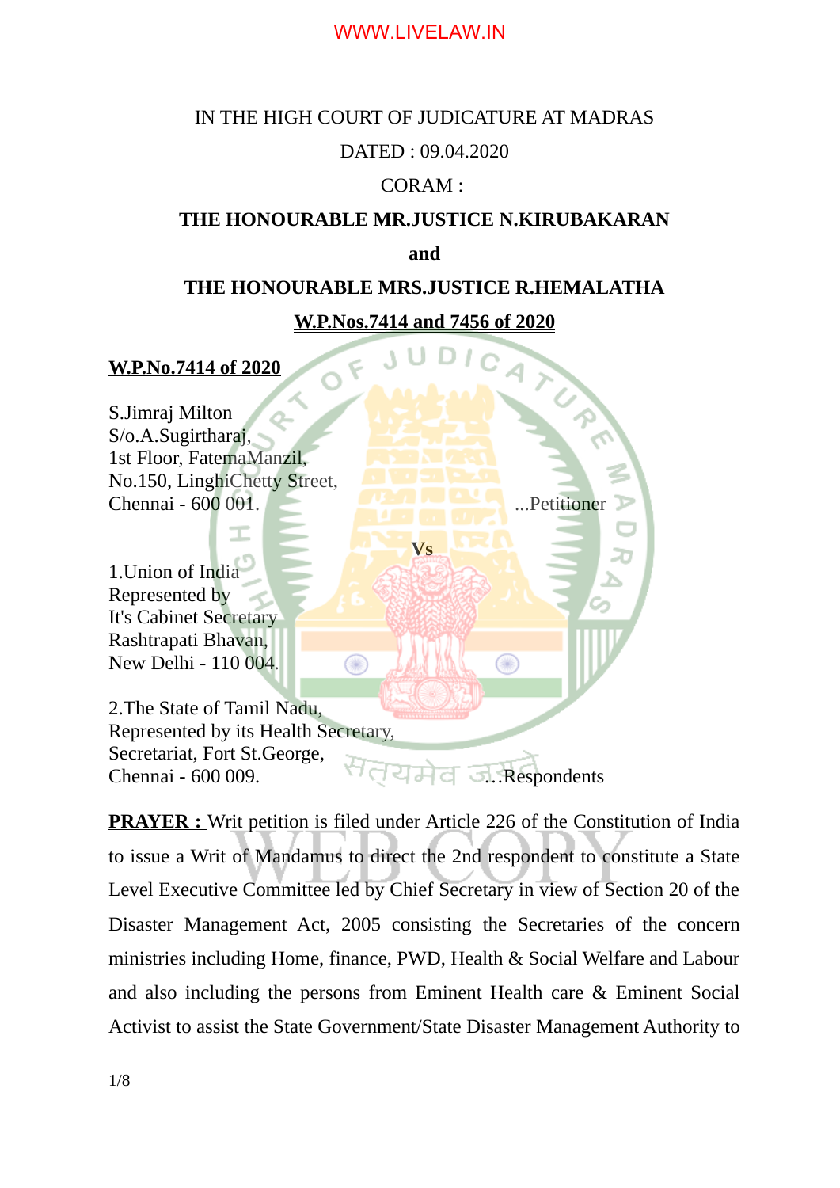IN THE HIGH COURT OF JUDICATURE AT MADRAS

DATED : 09.04.2020

CORAM :

**THE HONOURABLE MR.JUSTICE N.KIRUBAKARAN**

**and**

**THE HONOURABLE MRS.JUSTICE R.HEMALATHA**

**W.P.Nos.7414 and 7456 of 2020**

**W.P.No.7414 of 2020**

S.Jimraj Milton
S/o.A.Sugirtharaj,
1st Floor, FatemaManzil,
No.150, LinghiChetty Street,
Chennai - 600 001. ...Petitioner

Vs

1.Union of India
Represented by
It's Cabinet Secretary
Rashtrapati Bhavan,
New Delhi - 110 004.

2.The State of Tamil Nadu,
Represented by its Health Secretary,
Secretariat, Fort St.George,
Chennai - 600 009. ...Respondents

**PRAYER :** Writ petition is filed under Article 226 of the Constitution of India to issue a Writ of Mandamus to direct the 2nd respondent to constitute a State Level Executive Committee led by Chief Secretary in view of Section 20 of the Disaster Management Act, 2005 consisting the Secretaries of the concern ministries including Home, finance, PWD, Health & Social Welfare and Labour and also including the persons from Eminent Health care & Eminent Social Activist to assist the State Government/State Disaster Management Authority to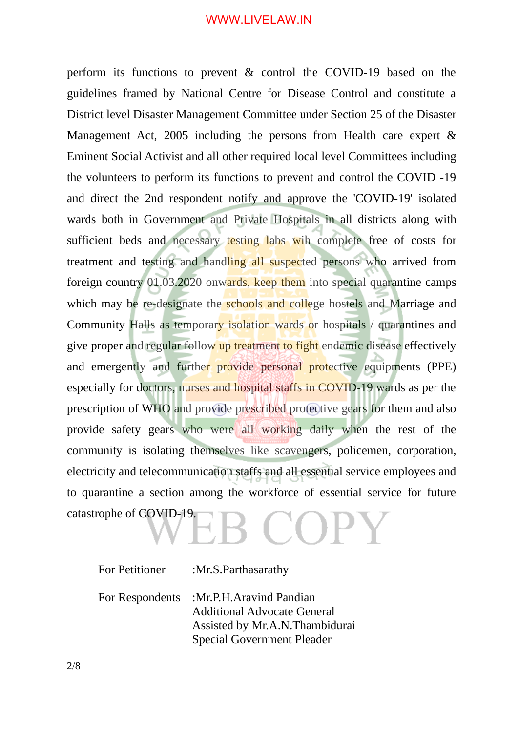perform its functions to prevent & control the COVID-19 based on the guidelines framed by National Centre for Disease Control and constitute a District level Disaster Management Committee under Section 25 of the Disaster Management Act, 2005 including the persons from Health care expert & Eminent Social Activist and all other required local level Committees including the volunteers to perform its functions to prevent and control the COVID -19 and direct the 2nd respondent notify and approve the 'COVID-19' isolated wards both in Government and Private Hospitals in all districts along with sufficient beds and necessary testing labs wih complete free of costs for treatment and testing and handling all suspected persons who arrived from foreign country 01.03.2020 onwards, keep them into special quarantine camps which may be re-designate the schools and college hostels and Marriage and Community Halls as temporary isolation wards or hospitals / quarantines and give proper and regular follow up treatment to fight endemic disease effectively and emergently and further provide personal protective equipments (PPE) especially for doctors, nurses and hospital staffs in COVID-19 wards as per the prescription of WHO and provide prescribed protective gears for them and also provide safety gears who were all working daily when the rest of the community is isolating themselves like scavengers, policemen, corporation, electricity and telecommunication staffs and all essential service employees and to quarantine a section among the workforce of essential service for future catastrophe of COVID-19.

| | |
|---|---|
| For Petitioner | :Mr.S.Parthasarathy |
| For Respondents | :Mr.P.H.Aravind Pandian<br>Additional Advocate General<br>Assisted by Mr.A.N.Thambidurai<br>Special Government Pleader |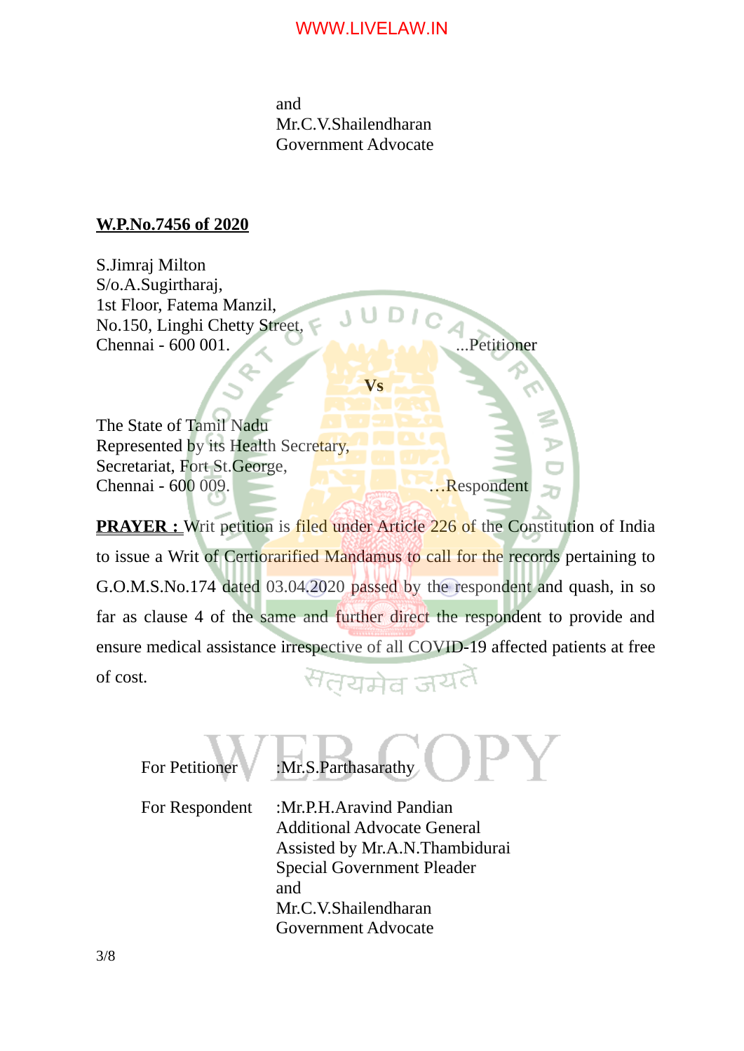and
Mr.C.V.Shailendharan
Government Advocate

**W.P.No.7456 of 2020**

S.Jimraj Milton
S/o.A.Sugirtharaj,
1st Floor, Fatema Manzil,
No.150, Linghi Chetty Street,
Chennai - 600 001. ...Petitioner

**Vs**

The State of Tamil Nadu
Represented by its Health Secretary,
Secretariat, Fort St.George,
Chennai - 600 009. …Respondent

**PRAYER :** Writ petition is filed under Article 226 of the Constitution of India to issue a Writ of Certiorarified Mandamus to call for the records pertaining to G.O.M.S.No.174 dated 03.04.2020 passed by the respondent and quash, in so far as clause 4 of the same and further direct the respondent to provide and ensure medical assistance irrespective of all COVID-19 affected patients at free of cost.

For Petitioner :Mr.S.Parthasarathy

For Respondent :Mr.P.H.Aravind Pandian
Additional Advocate General
Assisted by Mr.A.N.Thambidurai
Special Government Pleader
and
Mr.C.V.Shailendharan
Government Advocate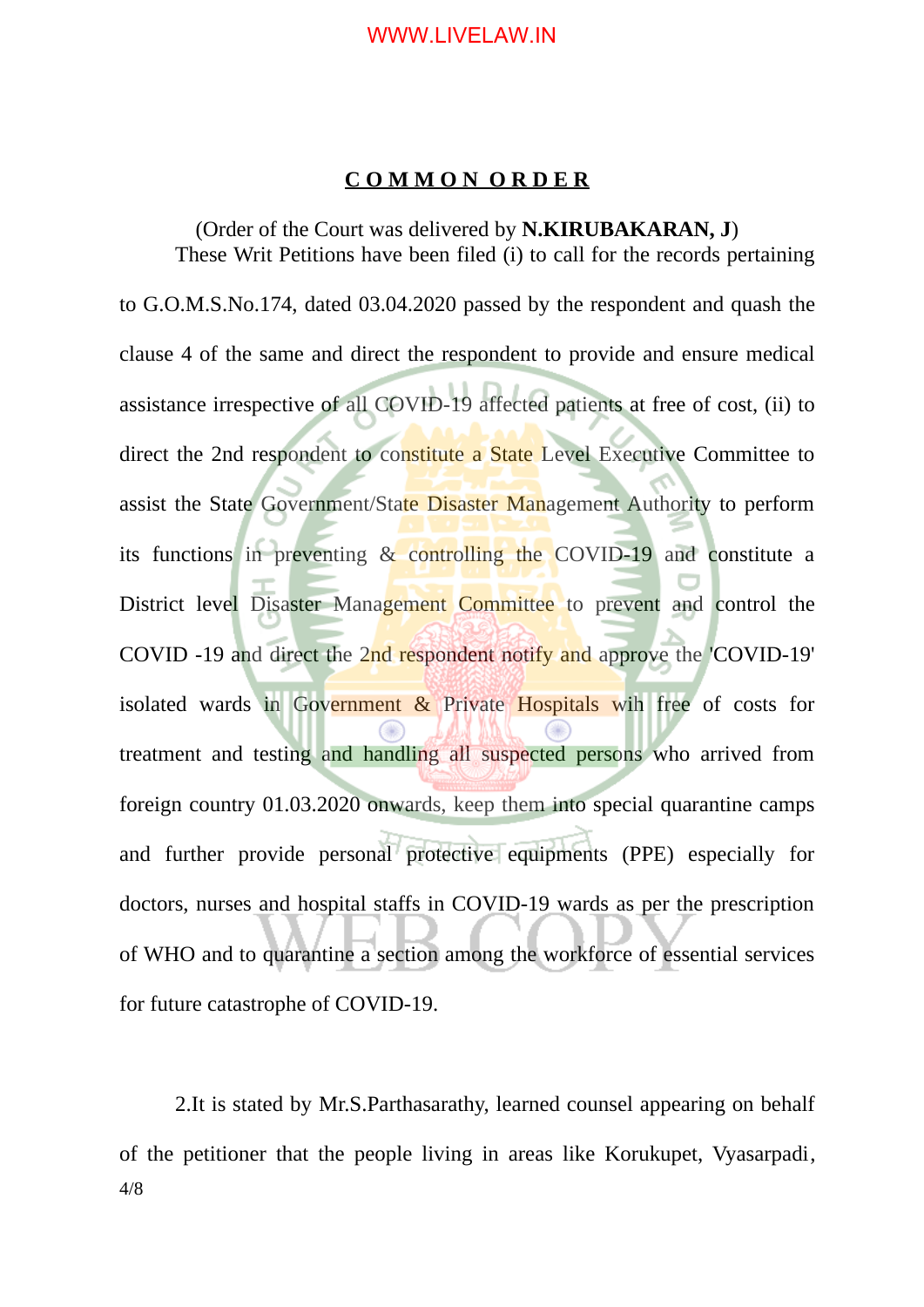## COMMON ORDER

(Order of the Court was delivered by **N.KIRUBAKARAN, J**)

These Writ Petitions have been filed (i) to call for the records pertaining to G.O.M.S.No.174, dated 03.04.2020 passed by the respondent and quash the clause 4 of the same and direct the respondent to provide and ensure medical assistance irrespective of all COVID-19 affected patients at free of cost, (ii) to direct the 2nd respondent to constitute a State Level Executive Committee to assist the State Government/State Disaster Management Authority to perform its functions in preventing & controlling the COVID-19 and constitute a District level Disaster Management Committee to prevent and control the COVID -19 and direct the 2nd respondent notify and approve the 'COVID-19' isolated wards in Government & Private Hospitals wih free of costs for treatment and testing and handling all suspected persons who arrived from foreign country 01.03.2020 onwards, keep them into special quarantine camps and further provide personal protective equipments (PPE) especially for doctors, nurses and hospital staffs in COVID-19 wards as per the prescription of WHO and to quarantine a section among the workforce of essential services for future catastrophe of COVID-19.

2.It is stated by Mr.S.Parthasarathy, learned counsel appearing on behalf of the petitioner that the people living in areas like Korukupet, Vyasarpadi,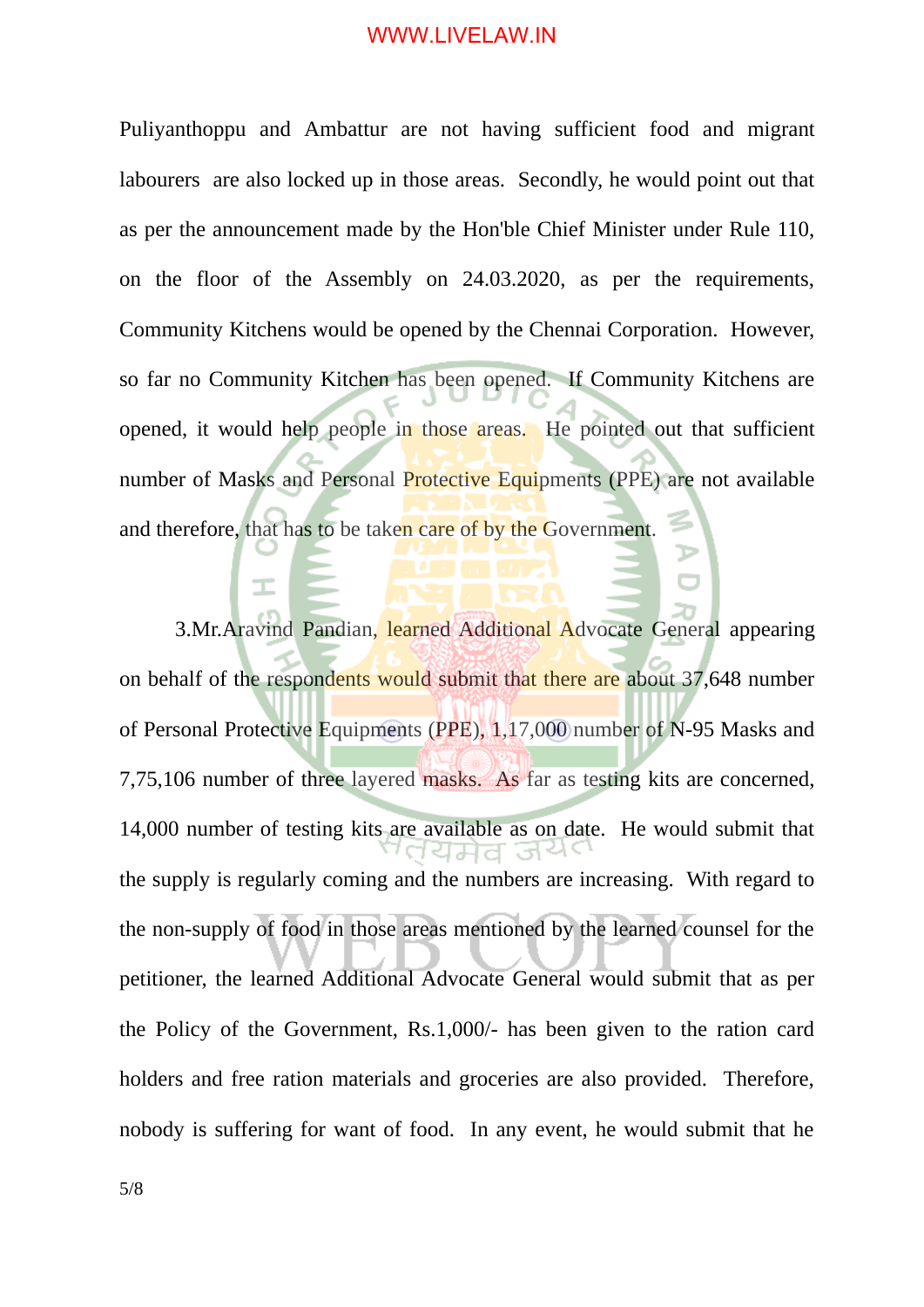Puliyanthoppu and Ambattur are not having sufficient food and migrant labourers are also locked up in those areas. Secondly, he would point out that as per the announcement made by the Hon'ble Chief Minister under Rule 110, on the floor of the Assembly on 24.03.2020, as per the requirements, Community Kitchens would be opened by the Chennai Corporation. However, so far no Community Kitchen has been opened. If Community Kitchens are opened, it would help people in those areas. He pointed out that sufficient number of Masks and Personal Protective Equipments (PPE) are not available and therefore, that has to be taken care of by the Government.

3.Mr.Aravind Pandian, learned Additional Advocate General appearing on behalf of the respondents would submit that there are about 37,648 number of Personal Protective Equipments (PPE), 1,17,000 number of N-95 Masks and 7,75,106 number of three layered masks. As far as testing kits are concerned, 14,000 number of testing kits are available as on date. He would submit that the supply is regularly coming and the numbers are increasing. With regard to the non-supply of food in those areas mentioned by the learned counsel for the petitioner, the learned Additional Advocate General would submit that as per the Policy of the Government, Rs.1,000/- has been given to the ration card holders and free ration materials and groceries are also provided. Therefore, nobody is suffering for want of food. In any event, he would submit that he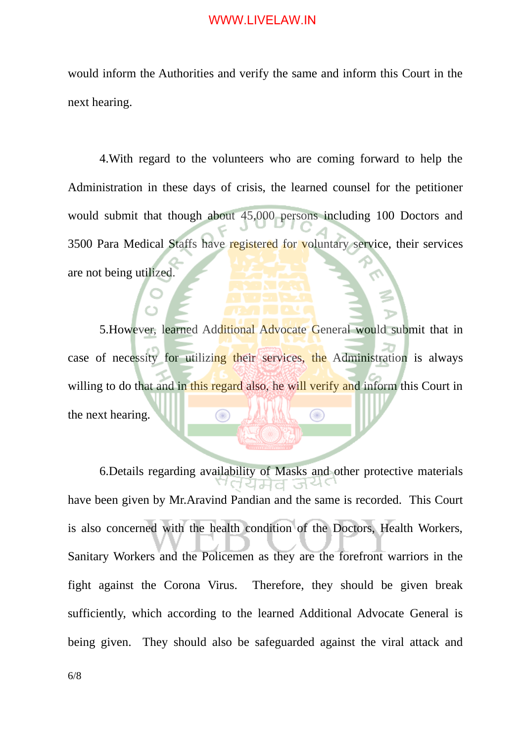would inform the Authorities and verify the same and inform this Court in the next hearing.

4.With regard to the volunteers who are coming forward to help the Administration in these days of crisis, the learned counsel for the petitioner would submit that though about 45,000 persons including 100 Doctors and 3500 Para Medical Staffs have registered for voluntary service, their services are not being utilized.

5.However, learned Additional Advocate General would submit that in case of necessity for utilizing their services, the Administration is always willing to do that and in this regard also, he will verify and inform this Court in the next hearing.

6.Details regarding availability of Masks and other protective materials have been given by Mr.Aravind Pandian and the same is recorded. This Court is also concerned with the health condition of the Doctors, Health Workers, Sanitary Workers and the Policemen as they are the forefront warriors in the fight against the Corona Virus. Therefore, they should be given break sufficiently, which according to the learned Additional Advocate General is being given. They should also be safeguarded against the viral attack and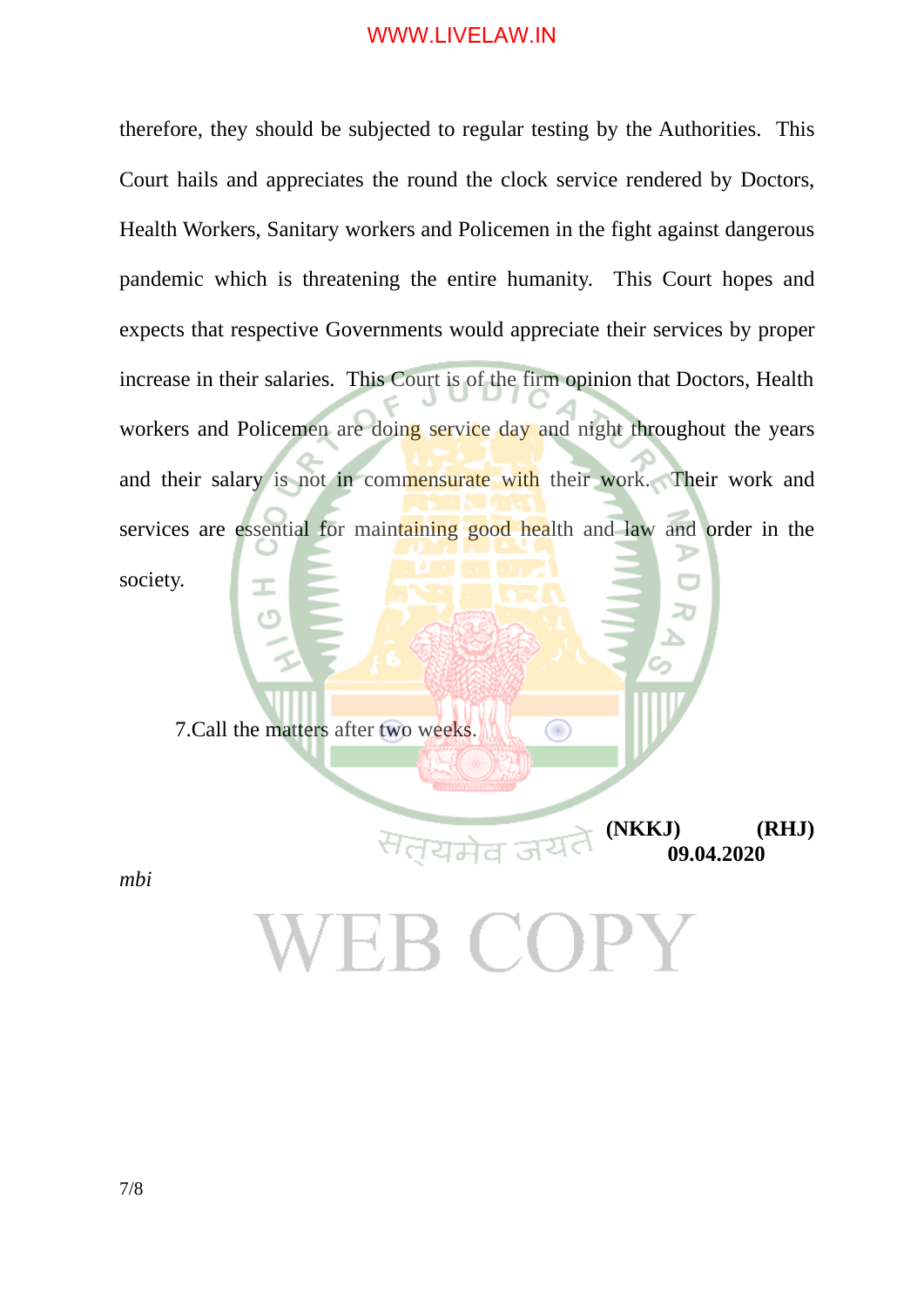therefore, they should be subjected to regular testing by the Authorities. This Court hails and appreciates the round the clock service rendered by Doctors, Health Workers, Sanitary workers and Policemen in the fight against dangerous pandemic which is threatening the entire humanity. This Court hopes and expects that respective Governments would appreciate their services by proper increase in their salaries. This Court is of the firm opinion that Doctors, Health workers and Policemen are doing service day and night throughout the years and their salary is not in commensurate with their work. Their work and services are essential for maintaining good health and law and order in the society.

7.Call the matters after two weeks.

**(NKKJ) (RHJ)**
**09.04.2020**

*mbi*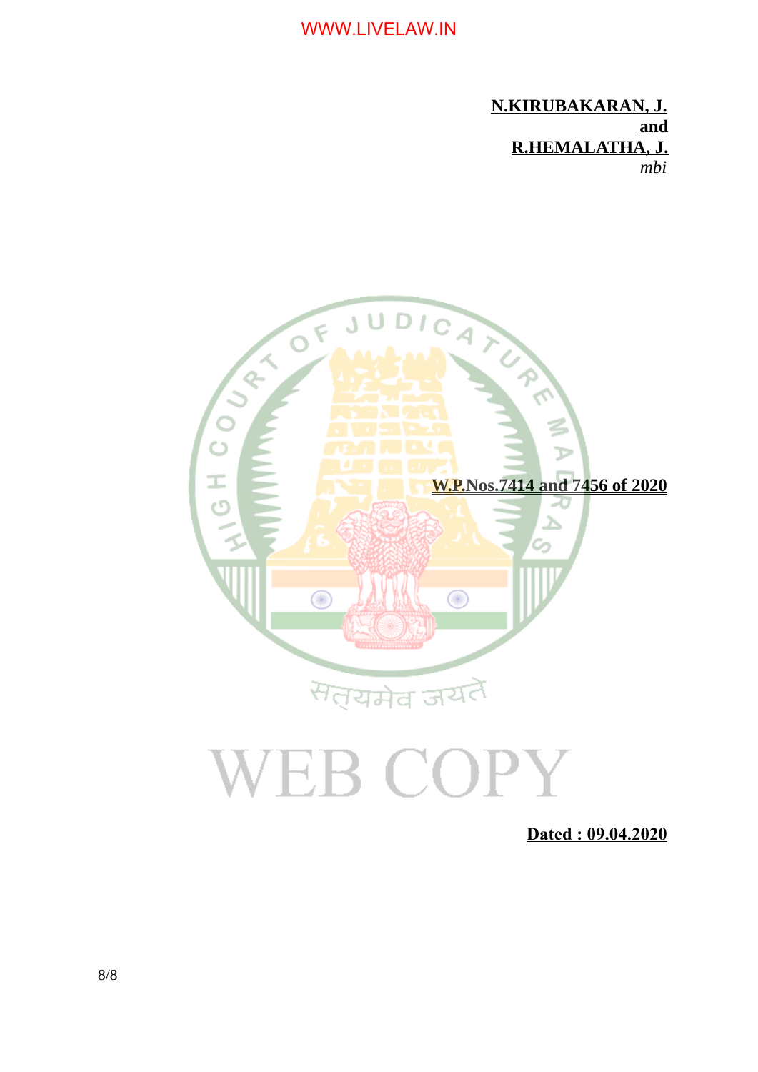**N.KIRUBAKARAN, J.**
**and**
**R.HEMALATHA, J.**
*mbi*

**W.P.Nos.7414 and 7456 of 2020**

**Dated : 09.04.2020**